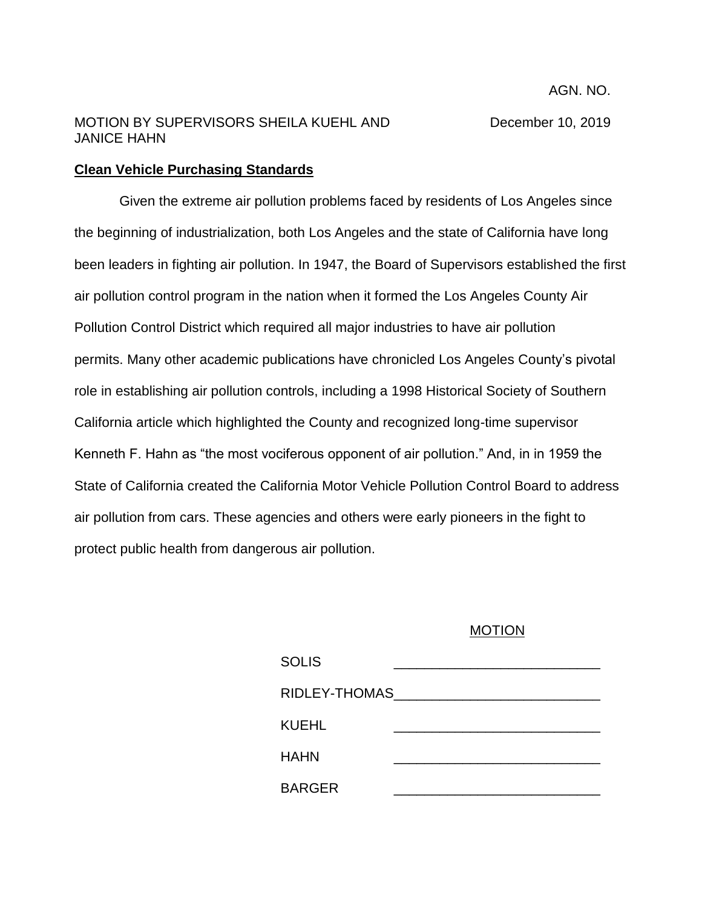AGN. NO.

MOTION BY SUPERVISORS SHEILA KUEHL AND JANICE HAHN

December 10, 2019

**Clean Vehicle Purchasing Standards**

Given the extreme air pollution problems faced by residents of Los Angeles since the beginning of industrialization, both Los Angeles and the state of California have long been leaders in fighting air pollution. In 1947, the Board of Supervisors established the first air pollution control program in the nation when it formed the Los Angeles County Air Pollution Control District which required all major industries to have air pollution permits. Many other academic publications have chronicled Los Angeles County's pivotal role in establishing air pollution controls, including a 1998 Historical Society of Southern California article which highlighted the County and recognized long-time supervisor Kenneth F. Hahn as "the most vociferous opponent of air pollution." And, in in 1959 the State of California created the California Motor Vehicle Pollution Control Board to address air pollution from cars. These agencies and others were early pioneers in the fight to protect public health from dangerous air pollution.

MOTION

| | |
|---|---|
| SOLIS | _______________ |
| RIDLEY-THOMAS | _______________ |
| KUEHL | _______________ |
| HAHN | _______________ |
| BARGER | _______________ |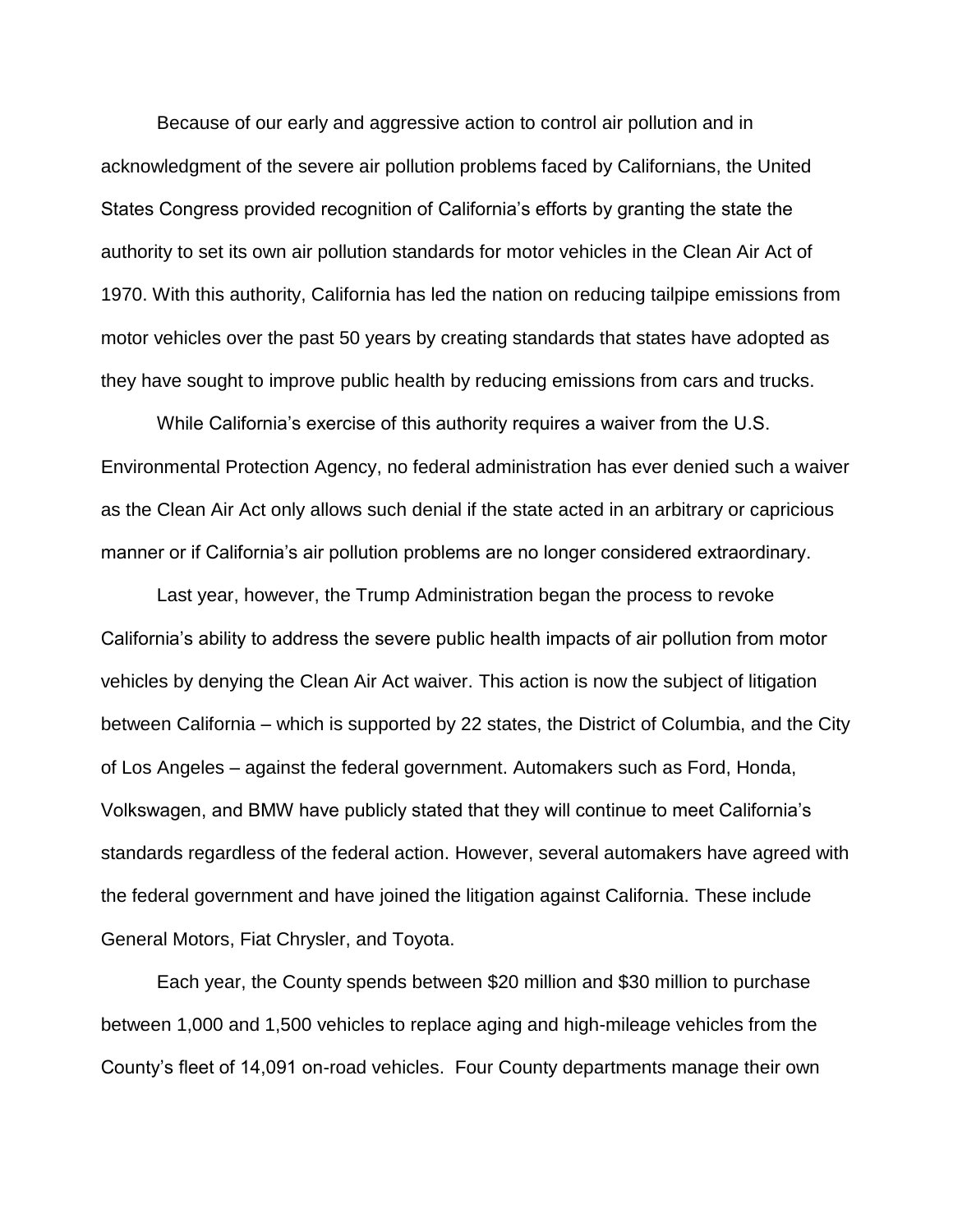Because of our early and aggressive action to control air pollution and in acknowledgment of the severe air pollution problems faced by Californians, the United States Congress provided recognition of California's efforts by granting the state the authority to set its own air pollution standards for motor vehicles in the Clean Air Act of 1970. With this authority, California has led the nation on reducing tailpipe emissions from motor vehicles over the past 50 years by creating standards that states have adopted as they have sought to improve public health by reducing emissions from cars and trucks.

While California's exercise of this authority requires a waiver from the U.S. Environmental Protection Agency, no federal administration has ever denied such a waiver as the Clean Air Act only allows such denial if the state acted in an arbitrary or capricious manner or if California's air pollution problems are no longer considered extraordinary.

Last year, however, the Trump Administration began the process to revoke California's ability to address the severe public health impacts of air pollution from motor vehicles by denying the Clean Air Act waiver. This action is now the subject of litigation between California – which is supported by 22 states, the District of Columbia, and the City of Los Angeles – against the federal government. Automakers such as Ford, Honda, Volkswagen, and BMW have publicly stated that they will continue to meet California's standards regardless of the federal action. However, several automakers have agreed with the federal government and have joined the litigation against California. These include General Motors, Fiat Chrysler, and Toyota.

Each year, the County spends between $20 million and $30 million to purchase between 1,000 and 1,500 vehicles to replace aging and high-mileage vehicles from the County's fleet of 14,091 on-road vehicles. Four County departments manage their own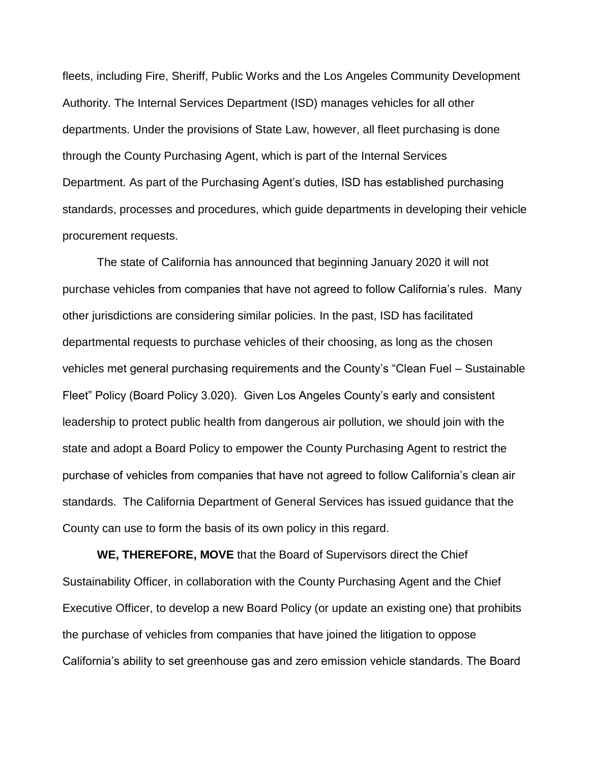fleets, including Fire, Sheriff, Public Works and the Los Angeles Community Development Authority. The Internal Services Department (ISD) manages vehicles for all other departments. Under the provisions of State Law, however, all fleet purchasing is done through the County Purchasing Agent, which is part of the Internal Services Department. As part of the Purchasing Agent's duties, ISD has established purchasing standards, processes and procedures, which guide departments in developing their vehicle procurement requests.

The state of California has announced that beginning January 2020 it will not purchase vehicles from companies that have not agreed to follow California's rules. Many other jurisdictions are considering similar policies. In the past, ISD has facilitated departmental requests to purchase vehicles of their choosing, as long as the chosen vehicles met general purchasing requirements and the County's "Clean Fuel – Sustainable Fleet" Policy (Board Policy 3.020). Given Los Angeles County's early and consistent leadership to protect public health from dangerous air pollution, we should join with the state and adopt a Board Policy to empower the County Purchasing Agent to restrict the purchase of vehicles from companies that have not agreed to follow California's clean air standards. The California Department of General Services has issued guidance that the County can use to form the basis of its own policy in this regard.

**WE, THEREFORE, MOVE** that the Board of Supervisors direct the Chief Sustainability Officer, in collaboration with the County Purchasing Agent and the Chief Executive Officer, to develop a new Board Policy (or update an existing one) that prohibits the purchase of vehicles from companies that have joined the litigation to oppose California's ability to set greenhouse gas and zero emission vehicle standards. The Board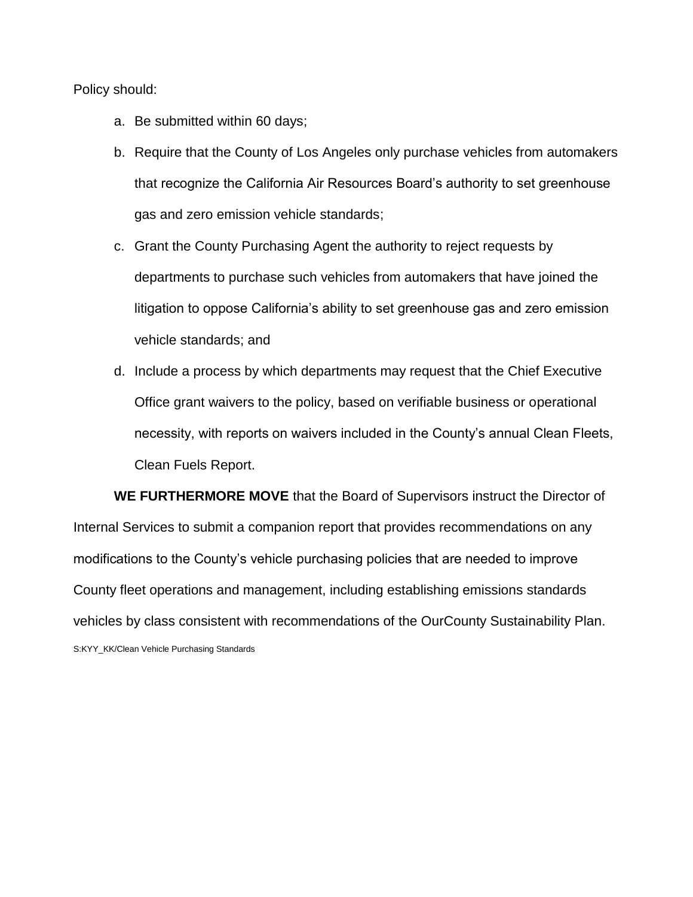Policy should:

a. Be submitted within 60 days;

b. Require that the County of Los Angeles only purchase vehicles from automakers that recognize the California Air Resources Board's authority to set greenhouse gas and zero emission vehicle standards;

c. Grant the County Purchasing Agent the authority to reject requests by departments to purchase such vehicles from automakers that have joined the litigation to oppose California's ability to set greenhouse gas and zero emission vehicle standards; and

d. Include a process by which departments may request that the Chief Executive Office grant waivers to the policy, based on verifiable business or operational necessity, with reports on waivers included in the County's annual Clean Fleets, Clean Fuels Report.

**WE FURTHERMORE MOVE** that the Board of Supervisors instruct the Director of Internal Services to submit a companion report that provides recommendations on any modifications to the County's vehicle purchasing policies that are needed to improve County fleet operations and management, including establishing emissions standards vehicles by class consistent with recommendations of the OurCounty Sustainability Plan.

S:KYY_KK/Clean Vehicle Purchasing Standards